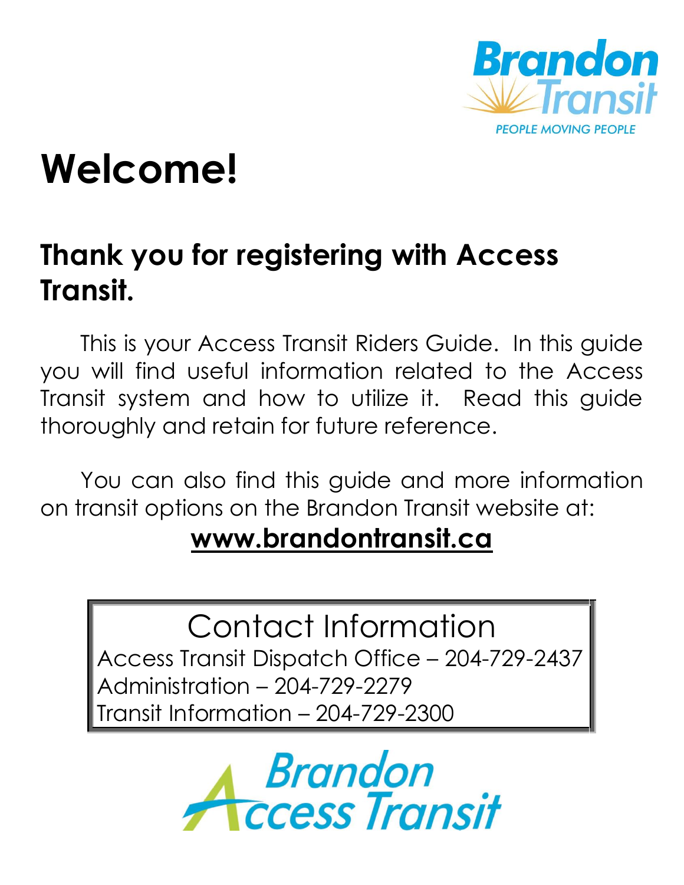# Welcome!

## Thank you for registering with Access Transit.

This is your Access Transit Riders Guide. In this guide you will find useful information related to the Access Transit system and how to utilize it. Read this guide thoroughly and retain for future reference.

You can also find this guide and more information on transit options on the Brandon Transit website at:

**www.brandontransit.ca**

Contact Information

Access Transit Dispatch Office – 204-729-2437
Administration – 204-729-2279
Transit Information – 204-729-2300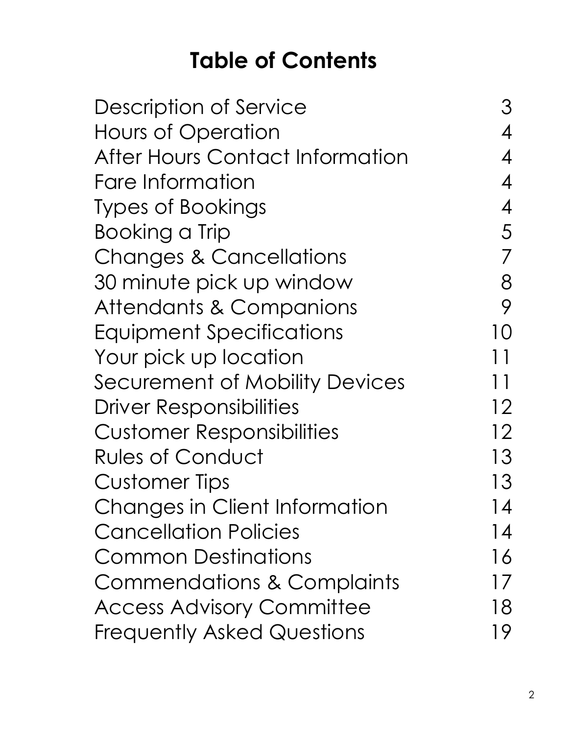# Table of Contents

| | |
|---|---|
| Description of Service | 3 |
| Hours of Operation | 4 |
| After Hours Contact Information | 4 |
| Fare Information | 4 |
| Types of Bookings | 4 |
| Booking a Trip | 5 |
| Changes & Cancellations | 7 |
| 30 minute pick up window | 8 |
| Attendants & Companions | 9 |
| Equipment Specifications | 10 |
| Your pick up location | 11 |
| Securement of Mobility Devices | 11 |
| Driver Responsibilities | 12 |
| Customer Responsibilities | 12 |
| Rules of Conduct | 13 |
| Customer Tips | 13 |
| Changes in Client Information | 14 |
| Cancellation Policies | 14 |
| Common Destinations | 16 |
| Commendations & Complaints | 17 |
| Access Advisory Committee | 18 |
| Frequently Asked Questions | 19 |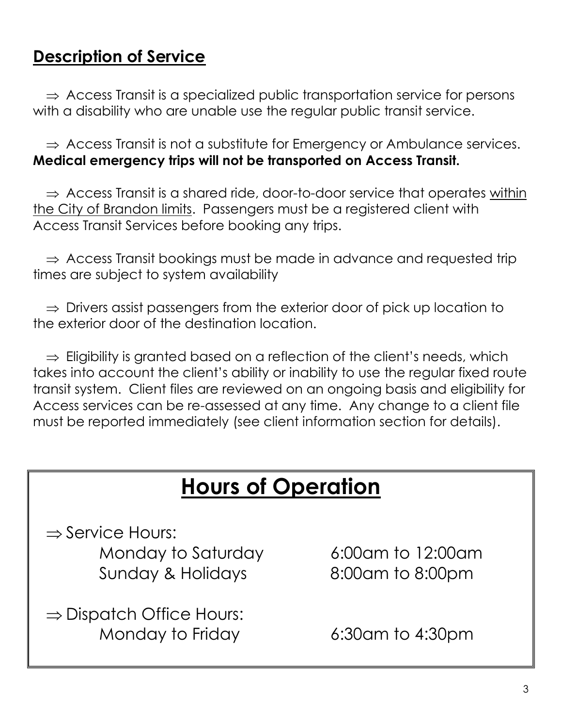## Description of Service

⇒ Access Transit is a specialized public transportation service for persons with a disability who are unable use the regular public transit service.

⇒ Access Transit is not a substitute for Emergency or Ambulance services. **Medical emergency trips will not be transported on Access Transit.**

⇒ Access Transit is a shared ride, door-to-door service that operates <u>within the City of Brandon limits</u>. Passengers must be a registered client with Access Transit Services before booking any trips.

⇒ Access Transit bookings must be made in advance and requested trip times are subject to system availability

⇒ Drivers assist passengers from the exterior door of pick up location to the exterior door of the destination location.

⇒ Eligibility is granted based on a reflection of the client's needs, which takes into account the client's ability or inability to use the regular fixed route transit system. Client files are reviewed on an ongoing basis and eligibility for Access services can be re-assessed at any time. Any change to a client file must be reported immediately (see client information section for details).

## Hours of Operation

⇒ Service Hours:

| | |
|---|---|
| Monday to Saturday | 6:00am to 12:00am |
| Sunday & Holidays | 8:00am to 8:00pm |

⇒ Dispatch Office Hours:

| | |
|---|---|
| Monday to Friday | 6:30am to 4:30pm |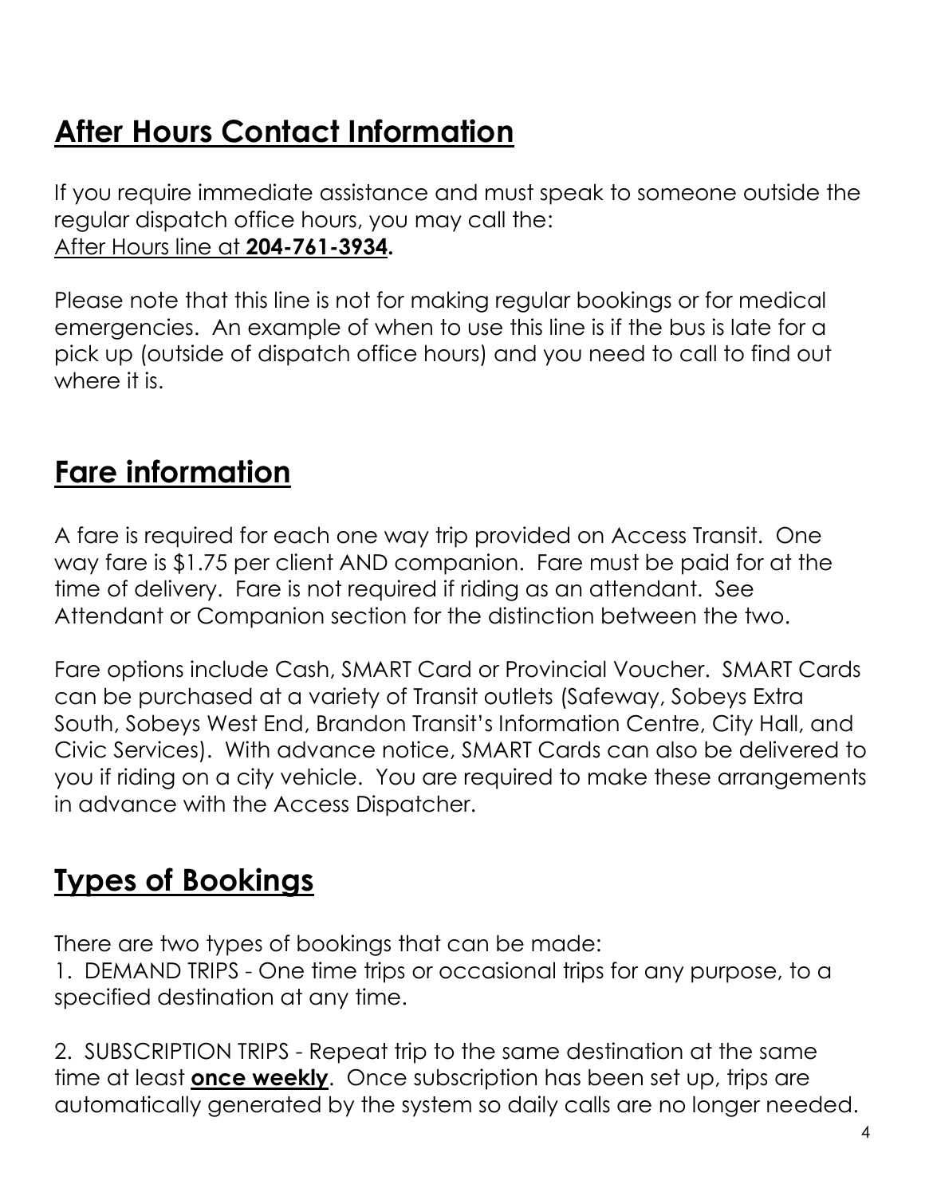## After Hours Contact Information

If you require immediate assistance and must speak to someone outside the regular dispatch office hours, you may call the:
After Hours line at **204-761-3934.**

Please note that this line is not for making regular bookings or for medical emergencies. An example of when to use this line is if the bus is late for a pick up (outside of dispatch office hours) and you need to call to find out where it is.

## Fare information

A fare is required for each one way trip provided on Access Transit. One way fare is $1.75 per client AND companion. Fare must be paid for at the time of delivery. Fare is not required if riding as an attendant. See Attendant or Companion section for the distinction between the two.

Fare options include Cash, SMART Card or Provincial Voucher. SMART Cards can be purchased at a variety of Transit outlets (Safeway, Sobeys Extra South, Sobeys West End, Brandon Transit's Information Centre, City Hall, and Civic Services). With advance notice, SMART Cards can also be delivered to you if riding on a city vehicle. You are required to make these arrangements in advance with the Access Dispatcher.

## Types of Bookings

There are two types of bookings that can be made:

1. DEMAND TRIPS - One time trips or occasional trips for any purpose, to a specified destination at any time.

2. SUBSCRIPTION TRIPS - Repeat trip to the same destination at the same time at least **once weekly**. Once subscription has been set up, trips are automatically generated by the system so daily calls are no longer needed.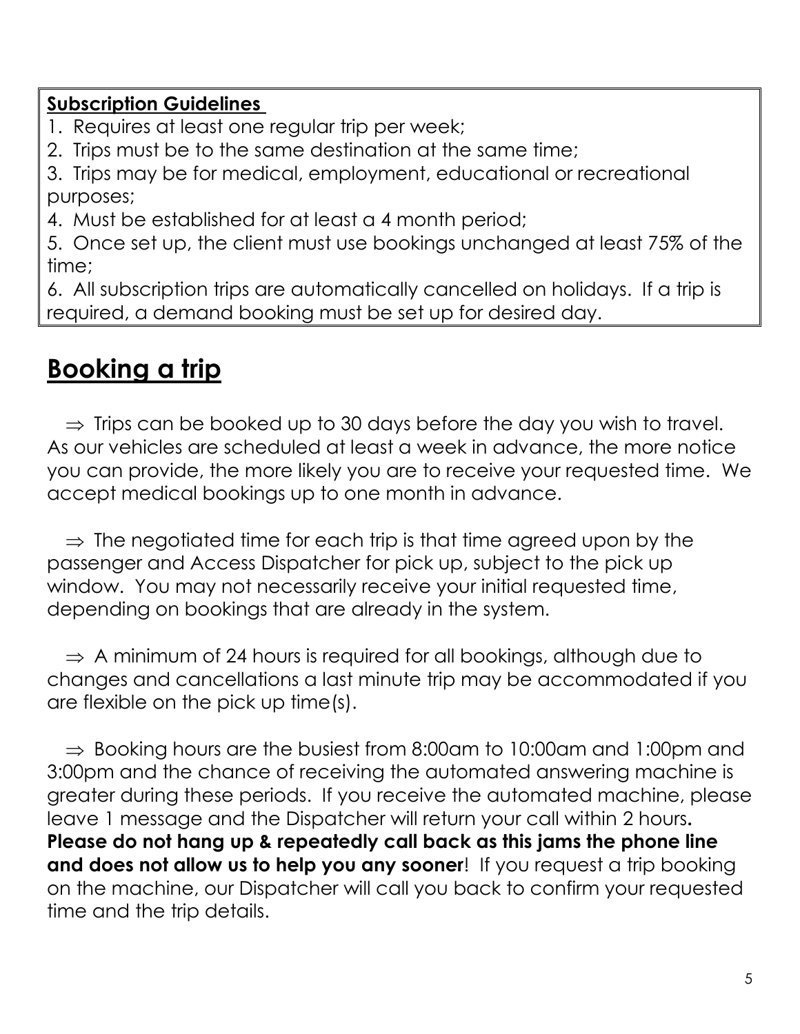**Subscription Guidelines**

1. Requires at least one regular trip per week;
2. Trips must be to the same destination at the same time;
3. Trips may be for medical, employment, educational or recreational purposes;
4. Must be established for at least a 4 month period;
5. Once set up, the client must use bookings unchanged at least 75% of the time;
6. All subscription trips are automatically cancelled on holidays. If a trip is required, a demand booking must be set up for desired day.

# Booking a trip

⇒ Trips can be booked up to 30 days before the day you wish to travel. As our vehicles are scheduled at least a week in advance, the more notice you can provide, the more likely you are to receive your requested time. We accept medical bookings up to one month in advance.

⇒ The negotiated time for each trip is that time agreed upon by the passenger and Access Dispatcher for pick up, subject to the pick up window. You may not necessarily receive your initial requested time, depending on bookings that are already in the system.

⇒ A minimum of 24 hours is required for all bookings, although due to changes and cancellations a last minute trip may be accommodated if you are flexible on the pick up time(s).

⇒ Booking hours are the busiest from 8:00am to 10:00am and 1:00pm and 3:00pm and the chance of receiving the automated answering machine is greater during these periods. If you receive the automated machine, please leave 1 message and the Dispatcher will return your call within 2 hours**.** **Please do not hang up & repeatedly call back as this jams the phone line and does not allow us to help you any sooner**! If you request a trip booking on the machine, our Dispatcher will call you back to confirm your requested time and the trip details.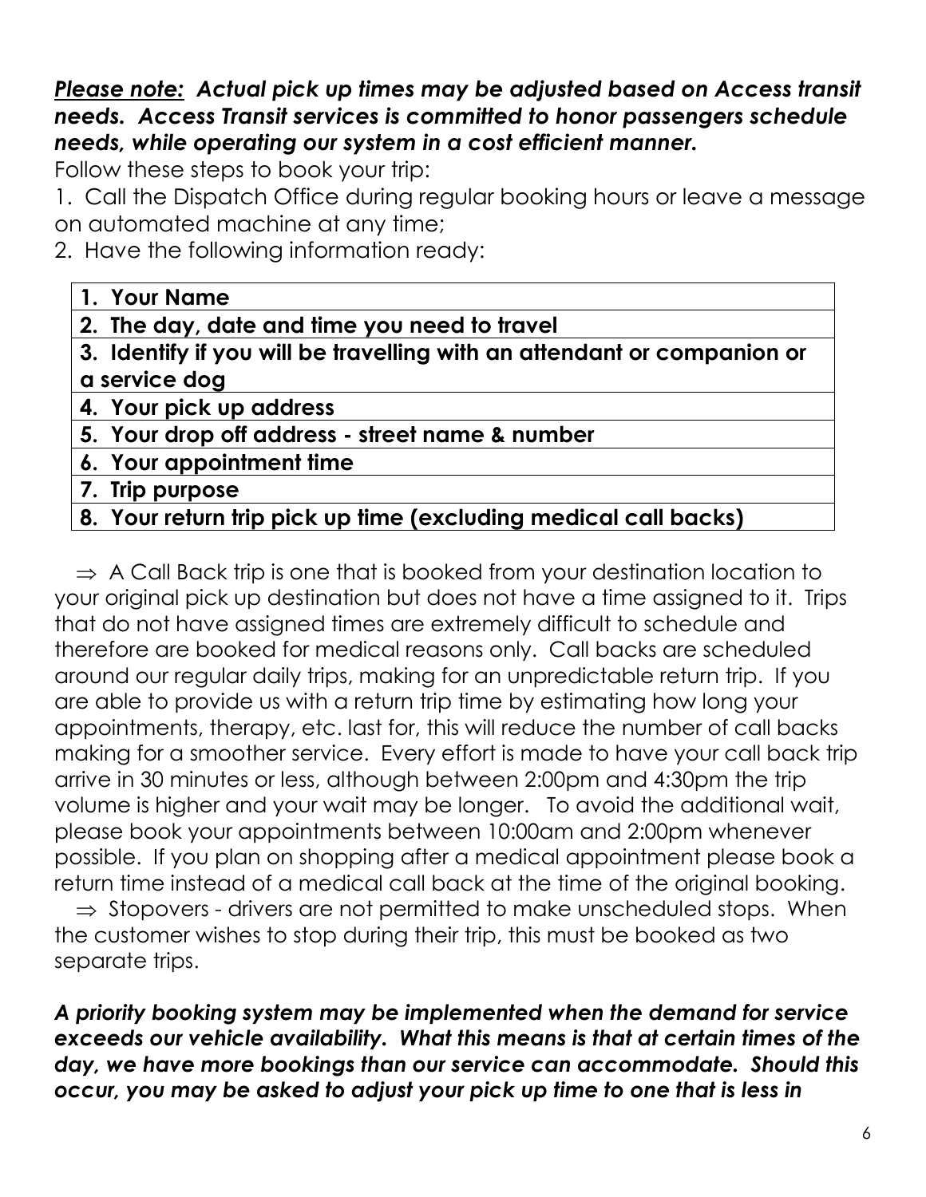***<u>Please note:</u> Actual pick up times may be adjusted based on Access transit needs. Access Transit services is committed to honor passengers schedule needs, while operating our system in a cost efficient manner.***

Follow these steps to book your trip:

1. Call the Dispatch Office during regular booking hours or leave a message on automated machine at any time;
2. Have the following information ready:

| **1. Your Name** |
|---|
| **2. The day, date and time you need to travel** |
| **3. Identify if you will be travelling with an attendant or companion or a service dog** |
| **4. Your pick up address** |
| **5. Your drop off address - street name & number** |
| **6. Your appointment time** |
| **7. Trip purpose** |
| **8. Your return trip pick up time (excluding medical call backs)** |

⇒ A Call Back trip is one that is booked from your destination location to your original pick up destination but does not have a time assigned to it. Trips that do not have assigned times are extremely difficult to schedule and therefore are booked for medical reasons only. Call backs are scheduled around our regular daily trips, making for an unpredictable return trip. If you are able to provide us with a return trip time by estimating how long your appointments, therapy, etc. last for, this will reduce the number of call backs making for a smoother service. Every effort is made to have your call back trip arrive in 30 minutes or less, although between 2:00pm and 4:30pm the trip volume is higher and your wait may be longer. To avoid the additional wait, please book your appointments between 10:00am and 2:00pm whenever possible. If you plan on shopping after a medical appointment please book a return time instead of a medical call back at the time of the original booking.

⇒ Stopovers - drivers are not permitted to make unscheduled stops. When the customer wishes to stop during their trip, this must be booked as two separate trips.

***A priority booking system may be implemented when the demand for service exceeds our vehicle availability. What this means is that at certain times of the day, we have more bookings than our service can accommodate. Should this occur, you may be asked to adjust your pick up time to one that is less in***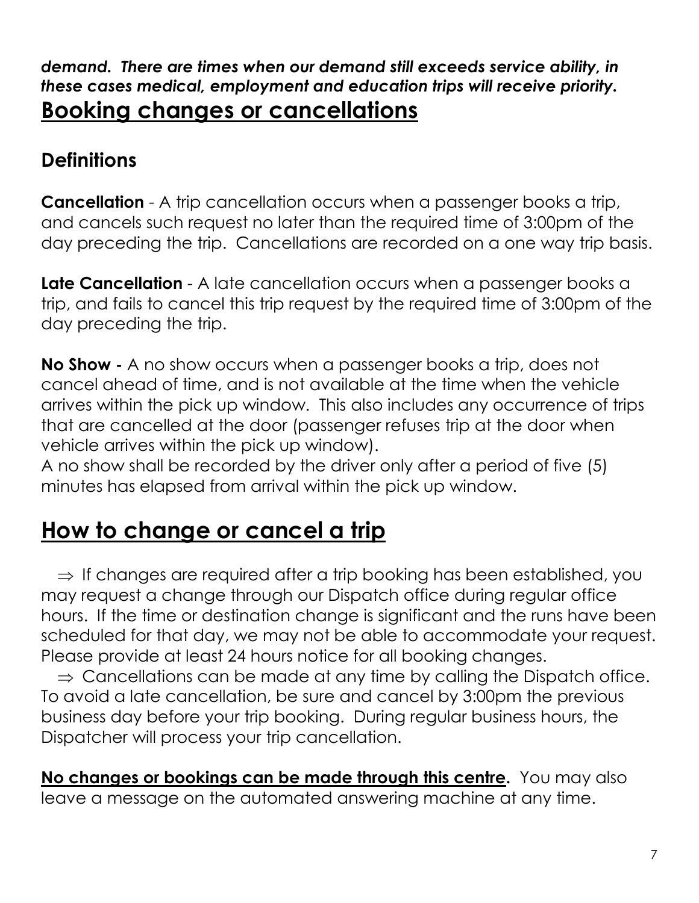***demand. There are times when our demand still exceeds service ability, in these cases medical, employment and education trips will receive priority.***

# Booking changes or cancellations

## Definitions

**Cancellation** - A trip cancellation occurs when a passenger books a trip, and cancels such request no later than the required time of 3:00pm of the day preceding the trip. Cancellations are recorded on a one way trip basis.

**Late Cancellation** - A late cancellation occurs when a passenger books a trip, and fails to cancel this trip request by the required time of 3:00pm of the day preceding the trip.

**No Show -** A no show occurs when a passenger books a trip, does not cancel ahead of time, and is not available at the time when the vehicle arrives within the pick up window. This also includes any occurrence of trips that are cancelled at the door (passenger refuses trip at the door when vehicle arrives within the pick up window).
A no show shall be recorded by the driver only after a period of five (5) minutes has elapsed from arrival within the pick up window.

# How to change or cancel a trip

⇒ If changes are required after a trip booking has been established, you may request a change through our Dispatch office during regular office hours. If the time or destination change is significant and the runs have been scheduled for that day, we may not be able to accommodate your request. Please provide at least 24 hours notice for all booking changes.

⇒ Cancellations can be made at any time by calling the Dispatch office. To avoid a late cancellation, be sure and cancel by 3:00pm the previous business day before your trip booking. During regular business hours, the Dispatcher will process your trip cancellation.

**No changes or bookings can be made through this centre.** You may also leave a message on the automated answering machine at any time.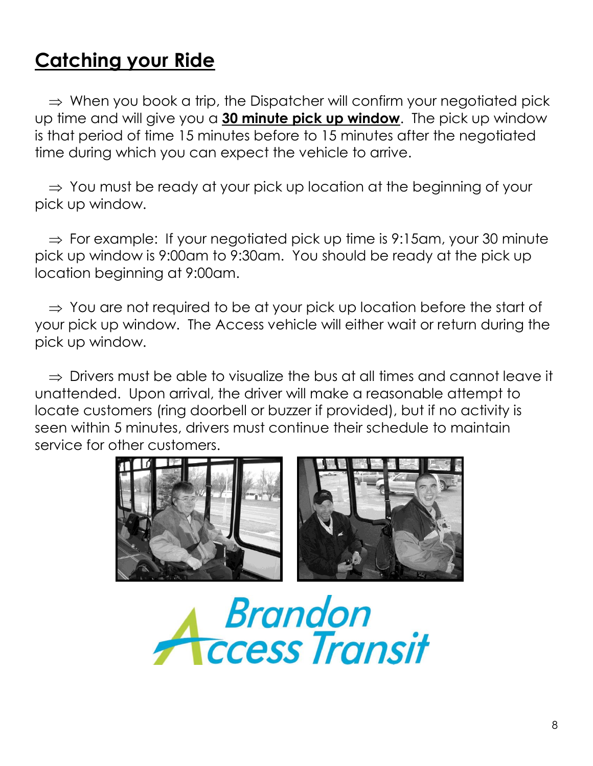## Catching your Ride

⇒ When you book a trip, the Dispatcher will confirm your negotiated pick up time and will give you a **30 minute pick up window**. The pick up window is that period of time 15 minutes before to 15 minutes after the negotiated time during which you can expect the vehicle to arrive.

⇒ You must be ready at your pick up location at the beginning of your pick up window.

⇒ For example: If your negotiated pick up time is 9:15am, your 30 minute pick up window is 9:00am to 9:30am. You should be ready at the pick up location beginning at 9:00am.

⇒ You are not required to be at your pick up location before the start of your pick up window. The Access vehicle will either wait or return during the pick up window.

⇒ Drivers must be able to visualize the bus at all times and cannot leave it unattended. Upon arrival, the driver will make a reasonable attempt to locate customers (ring doorbell or buzzer if provided), but if no activity is seen within 5 minutes, drivers must continue their schedule to maintain service for other customers.

Brandon Access Transit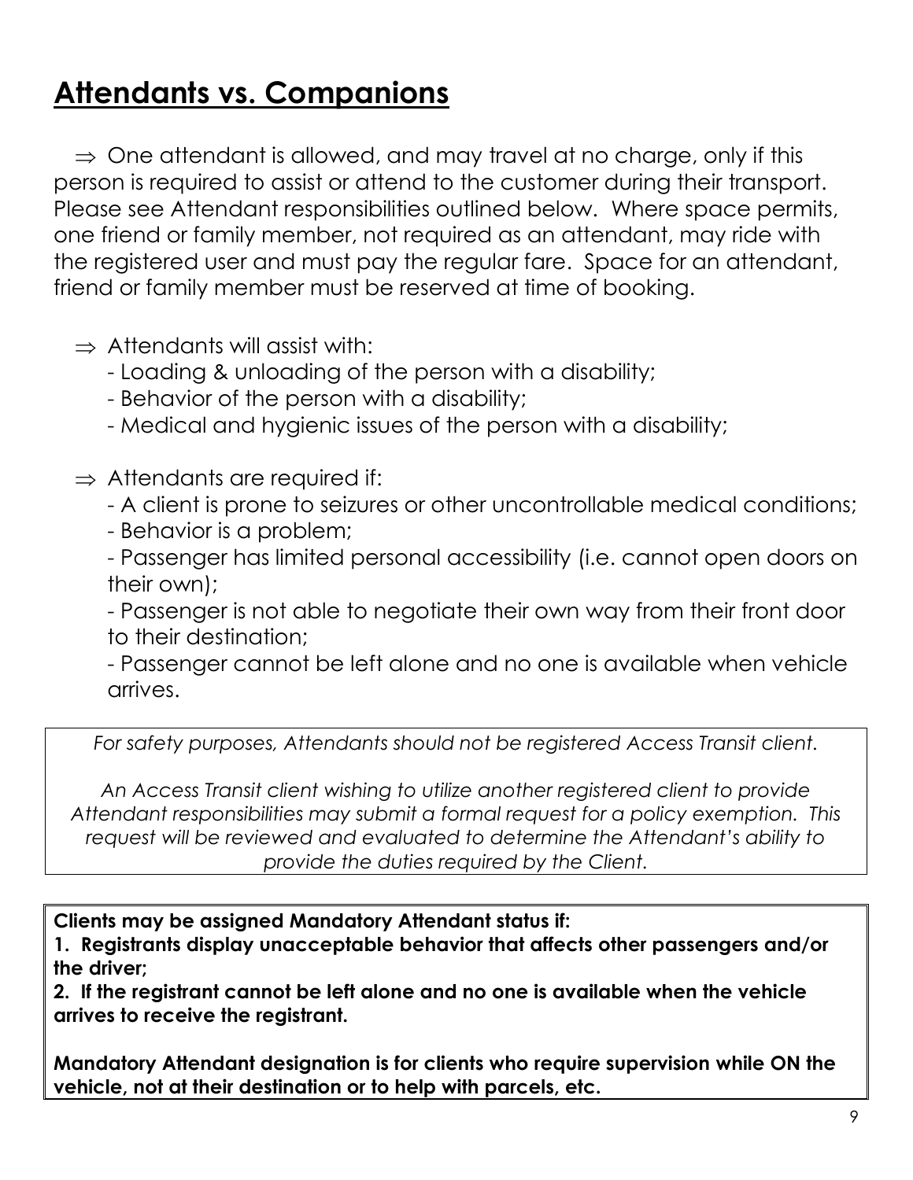# Attendants vs. Companions

⇒ One attendant is allowed, and may travel at no charge, only if this person is required to assist or attend to the customer during their transport. Please see Attendant responsibilities outlined below. Where space permits, one friend or family member, not required as an attendant, may ride with the registered user and must pay the regular fare. Space for an attendant, friend or family member must be reserved at time of booking.

⇒ Attendants will assist with:

- Loading & unloading of the person with a disability;
- Behavior of the person with a disability;
- Medical and hygienic issues of the person with a disability;

⇒ Attendants are required if:

- A client is prone to seizures or other uncontrollable medical conditions;
- Behavior is a problem;
- Passenger has limited personal accessibility (i.e. cannot open doors on their own);
- Passenger is not able to negotiate their own way from their front door to their destination;
- Passenger cannot be left alone and no one is available when vehicle arrives.

*For safety purposes, Attendants should not be registered Access Transit client.*

*An Access Transit client wishing to utilize another registered client to provide Attendant responsibilities may submit a formal request for a policy exemption. This request will be reviewed and evaluated to determine the Attendant's ability to provide the duties required by the Client.*

**Clients may be assigned Mandatory Attendant status if:**

**1. Registrants display unacceptable behavior that affects other passengers and/or the driver;**

**2. If the registrant cannot be left alone and no one is available when the vehicle arrives to receive the registrant.**

**Mandatory Attendant designation is for clients who require supervision while ON the vehicle, not at their destination or to help with parcels, etc.**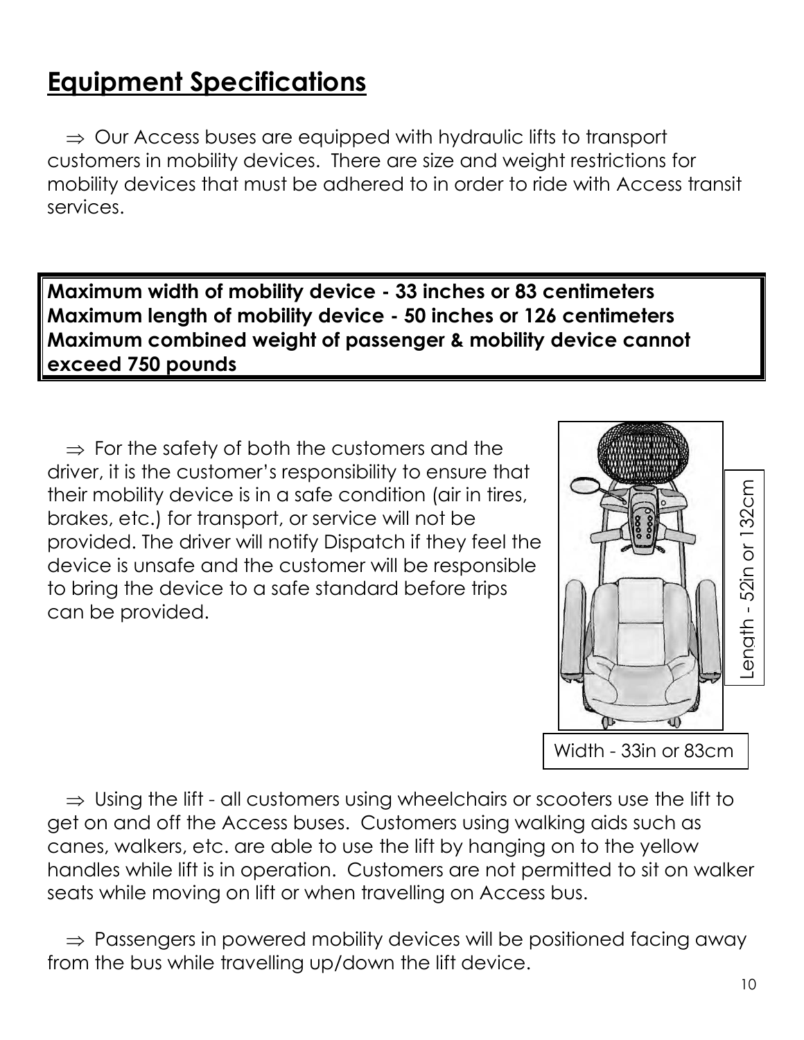# Equipment Specifications

⇒ Our Access buses are equipped with hydraulic lifts to transport customers in mobility devices. There are size and weight restrictions for mobility devices that must be adhered to in order to ride with Access transit services.

**Maximum width of mobility device - 33 inches or 83 centimeters**
**Maximum length of mobility device - 50 inches or 126 centimeters**
**Maximum combined weight of passenger & mobility device cannot exceed 750 pounds**

⇒ For the safety of both the customers and the driver, it is the customer's responsibility to ensure that their mobility device is in a safe condition (air in tires, brakes, etc.) for transport, or service will not be provided. The driver will notify Dispatch if they feel the device is unsafe and the customer will be responsible to bring the device to a safe standard before trips can be provided.

Length - 52in or 132cm

Width - 33in or 83cm

⇒ Using the lift - all customers using wheelchairs or scooters use the lift to get on and off the Access buses. Customers using walking aids such as canes, walkers, etc. are able to use the lift by hanging on to the yellow handles while lift is in operation. Customers are not permitted to sit on walker seats while moving on lift or when travelling on Access bus.

⇒ Passengers in powered mobility devices will be positioned facing away from the bus while travelling up/down the lift device.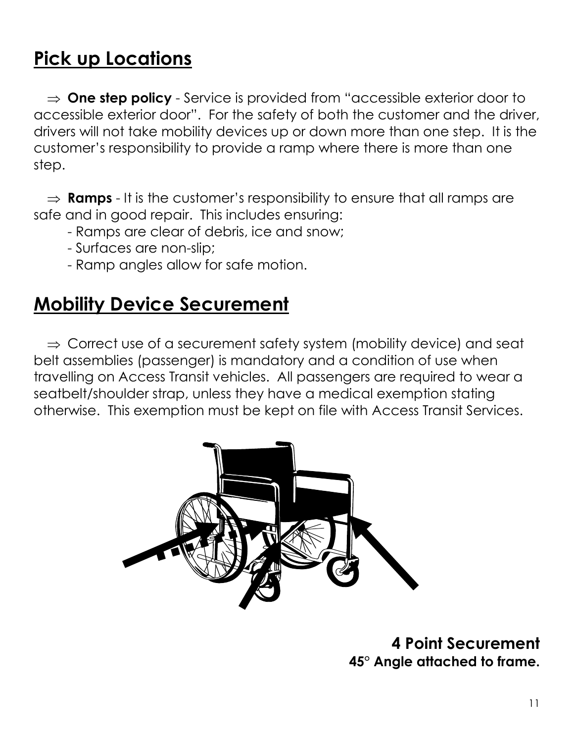## Pick up Locations

⇒ **One step policy** - Service is provided from "accessible exterior door to accessible exterior door". For the safety of both the customer and the driver, drivers will not take mobility devices up or down more than one step. It is the customer's responsibility to provide a ramp where there is more than one step.

⇒ **Ramps** - It is the customer's responsibility to ensure that all ramps are safe and in good repair. This includes ensuring:

- Ramps are clear of debris, ice and snow;
- Surfaces are non-slip;
- Ramp angles allow for safe motion.

## Mobility Device Securement

⇒ Correct use of a securement safety system (mobility device) and seat belt assemblies (passenger) is mandatory and a condition of use when travelling on Access Transit vehicles. All passengers are required to wear a seatbelt/shoulder strap, unless they have a medical exemption stating otherwise. This exemption must be kept on file with Access Transit Services.

**4 Point Securement**
**45° Angle attached to frame.**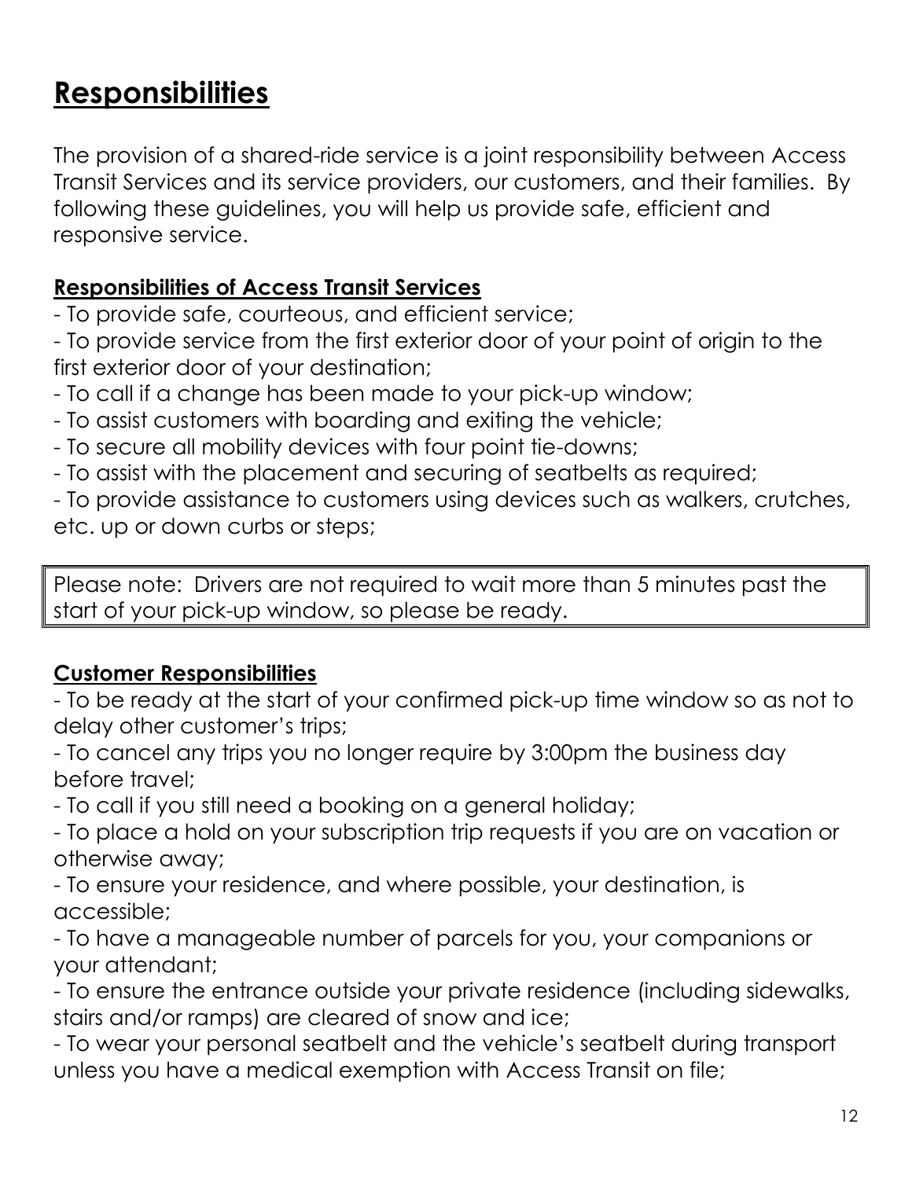# Responsibilities

The provision of a shared-ride service is a joint responsibility between Access Transit Services and its service providers, our customers, and their families. By following these guidelines, you will help us provide safe, efficient and responsive service.

## Responsibilities of Access Transit Services

- To provide safe, courteous, and efficient service;
- To provide service from the first exterior door of your point of origin to the first exterior door of your destination;
- To call if a change has been made to your pick-up window;
- To assist customers with boarding and exiting the vehicle;
- To secure all mobility devices with four point tie-downs;
- To assist with the placement and securing of seatbelts as required;
- To provide assistance to customers using devices such as walkers, crutches, etc. up or down curbs or steps;

> Please note: Drivers are not required to wait more than 5 minutes past the start of your pick-up window, so please be ready.

## Customer Responsibilities

- To be ready at the start of your confirmed pick-up time window so as not to delay other customer's trips;
- To cancel any trips you no longer require by 3:00pm the business day before travel;
- To call if you still need a booking on a general holiday;
- To place a hold on your subscription trip requests if you are on vacation or otherwise away;
- To ensure your residence, and where possible, your destination, is accessible;
- To have a manageable number of parcels for you, your companions or your attendant;
- To ensure the entrance outside your private residence (including sidewalks, stairs and/or ramps) are cleared of snow and ice;
- To wear your personal seatbelt and the vehicle's seatbelt during transport unless you have a medical exemption with Access Transit on file;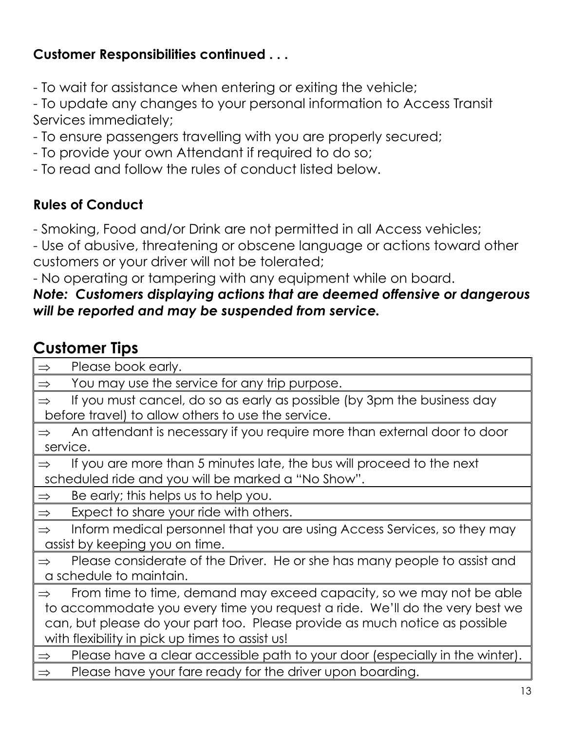**Customer Responsibilities continued . . .**

- To wait for assistance when entering or exiting the vehicle;
- To update any changes to your personal information to Access Transit Services immediately;
- To ensure passengers travelling with you are properly secured;
- To provide your own Attendant if required to do so;
- To read and follow the rules of conduct listed below.

**Rules of Conduct**

- Smoking, Food and/or Drink are not permitted in all Access vehicles;
- Use of abusive, threatening or obscene language or actions toward other customers or your driver will not be tolerated;
- No operating or tampering with any equipment while on board.

***Note: Customers displaying actions that are deemed offensive or dangerous will be reported and may be suspended from service.***

## Customer Tips

| |
|---|
| ⇒ Please book early. |
| ⇒ You may use the service for any trip purpose. |
| ⇒ If you must cancel, do so as early as possible (by 3pm the business day before travel) to allow others to use the service. |
| ⇒ An attendant is necessary if you require more than external door to door service. |
| ⇒ If you are more than 5 minutes late, the bus will proceed to the next scheduled ride and you will be marked a "No Show". |
| ⇒ Be early; this helps us to help you. |
| ⇒ Expect to share your ride with others. |
| ⇒ Inform medical personnel that you are using Access Services, so they may assist by keeping you on time. |
| ⇒ Please considerate of the Driver. He or she has many people to assist and a schedule to maintain. |
| ⇒ From time to time, demand may exceed capacity, so we may not be able to accommodate you every time you request a ride. We'll do the very best we can, but please do your part too. Please provide as much notice as possible with flexibility in pick up times to assist us! |
| ⇒ Please have a clear accessible path to your door (especially in the winter). |
| ⇒ Please have your fare ready for the driver upon boarding. |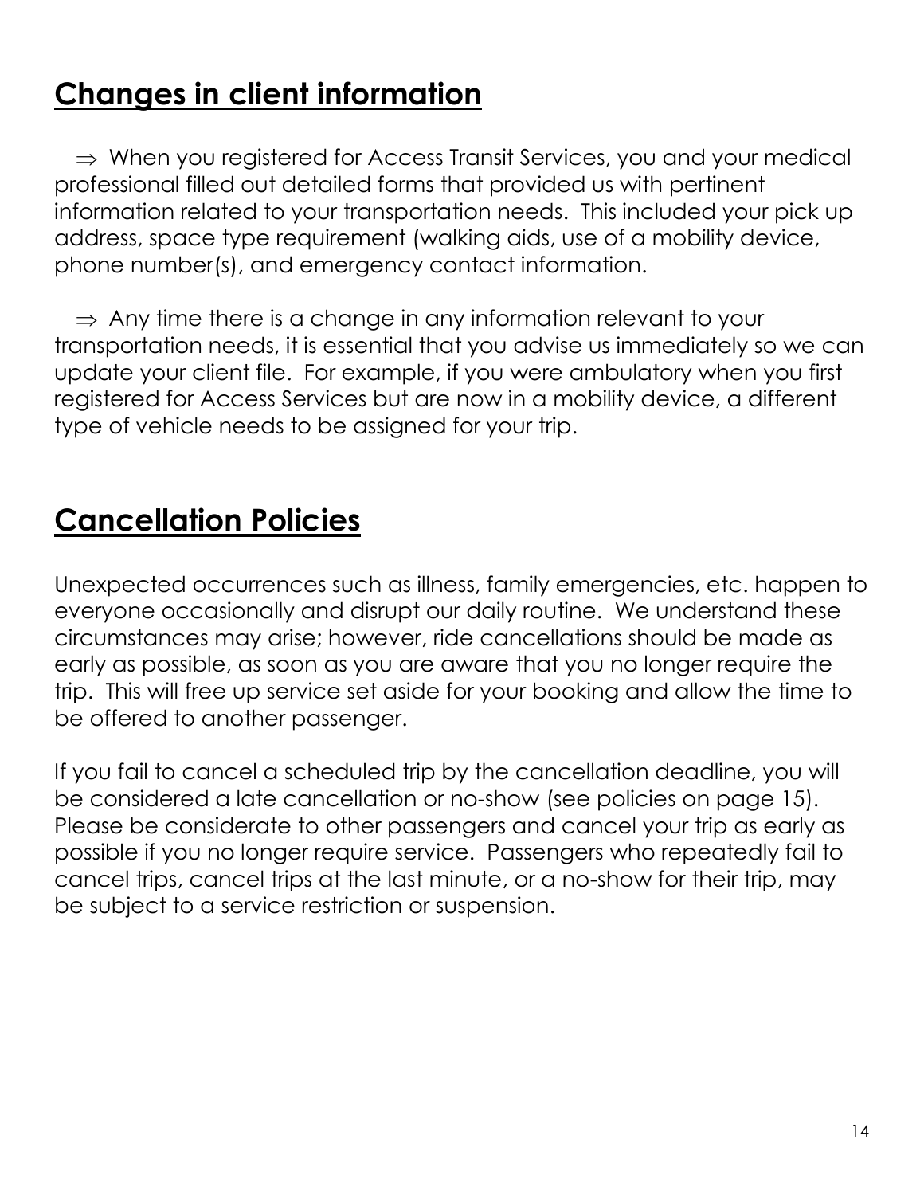## Changes in client information

⇒ When you registered for Access Transit Services, you and your medical professional filled out detailed forms that provided us with pertinent information related to your transportation needs. This included your pick up address, space type requirement (walking aids, use of a mobility device, phone number(s), and emergency contact information.

⇒ Any time there is a change in any information relevant to your transportation needs, it is essential that you advise us immediately so we can update your client file. For example, if you were ambulatory when you first registered for Access Services but are now in a mobility device, a different type of vehicle needs to be assigned for your trip.

## Cancellation Policies

Unexpected occurrences such as illness, family emergencies, etc. happen to everyone occasionally and disrupt our daily routine. We understand these circumstances may arise; however, ride cancellations should be made as early as possible, as soon as you are aware that you no longer require the trip. This will free up service set aside for your booking and allow the time to be offered to another passenger.

If you fail to cancel a scheduled trip by the cancellation deadline, you will be considered a late cancellation or no-show (see policies on page 15). Please be considerate to other passengers and cancel your trip as early as possible if you no longer require service. Passengers who repeatedly fail to cancel trips, cancel trips at the last minute, or a no-show for their trip, may be subject to a service restriction or suspension.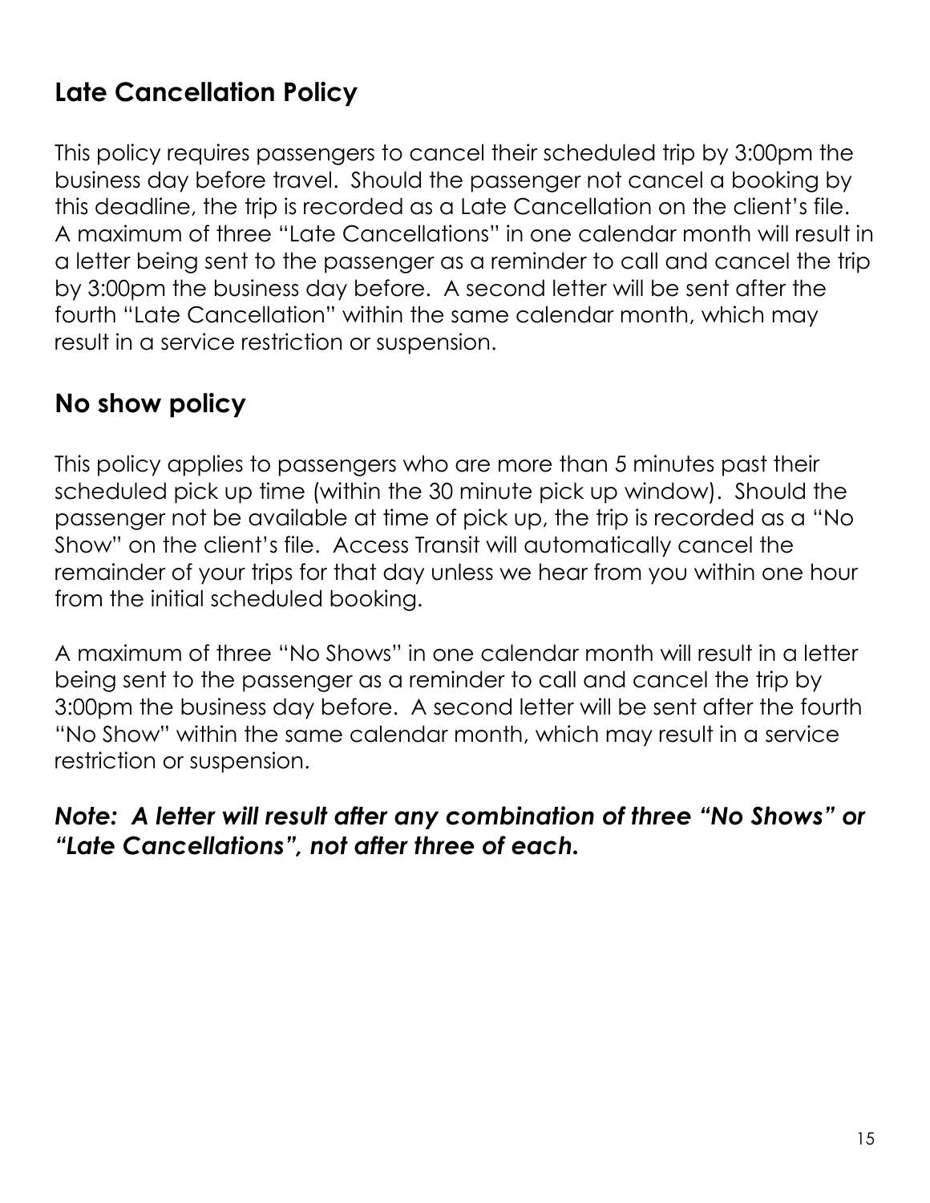## Late Cancellation Policy

This policy requires passengers to cancel their scheduled trip by 3:00pm the business day before travel. Should the passenger not cancel a booking by this deadline, the trip is recorded as a Late Cancellation on the client's file. A maximum of three "Late Cancellations" in one calendar month will result in a letter being sent to the passenger as a reminder to call and cancel the trip by 3:00pm the business day before. A second letter will be sent after the fourth "Late Cancellation" within the same calendar month, which may result in a service restriction or suspension.

## No show policy

This policy applies to passengers who are more than 5 minutes past their scheduled pick up time (within the 30 minute pick up window). Should the passenger not be available at time of pick up, the trip is recorded as a "No Show" on the client's file. Access Transit will automatically cancel the remainder of your trips for that day unless we hear from you within one hour from the initial scheduled booking.

A maximum of three "No Shows" in one calendar month will result in a letter being sent to the passenger as a reminder to call and cancel the trip by 3:00pm the business day before. A second letter will be sent after the fourth "No Show" within the same calendar month, which may result in a service restriction or suspension.

***Note: A letter will result after any combination of three "No Shows" or "Late Cancellations", not after three of each.***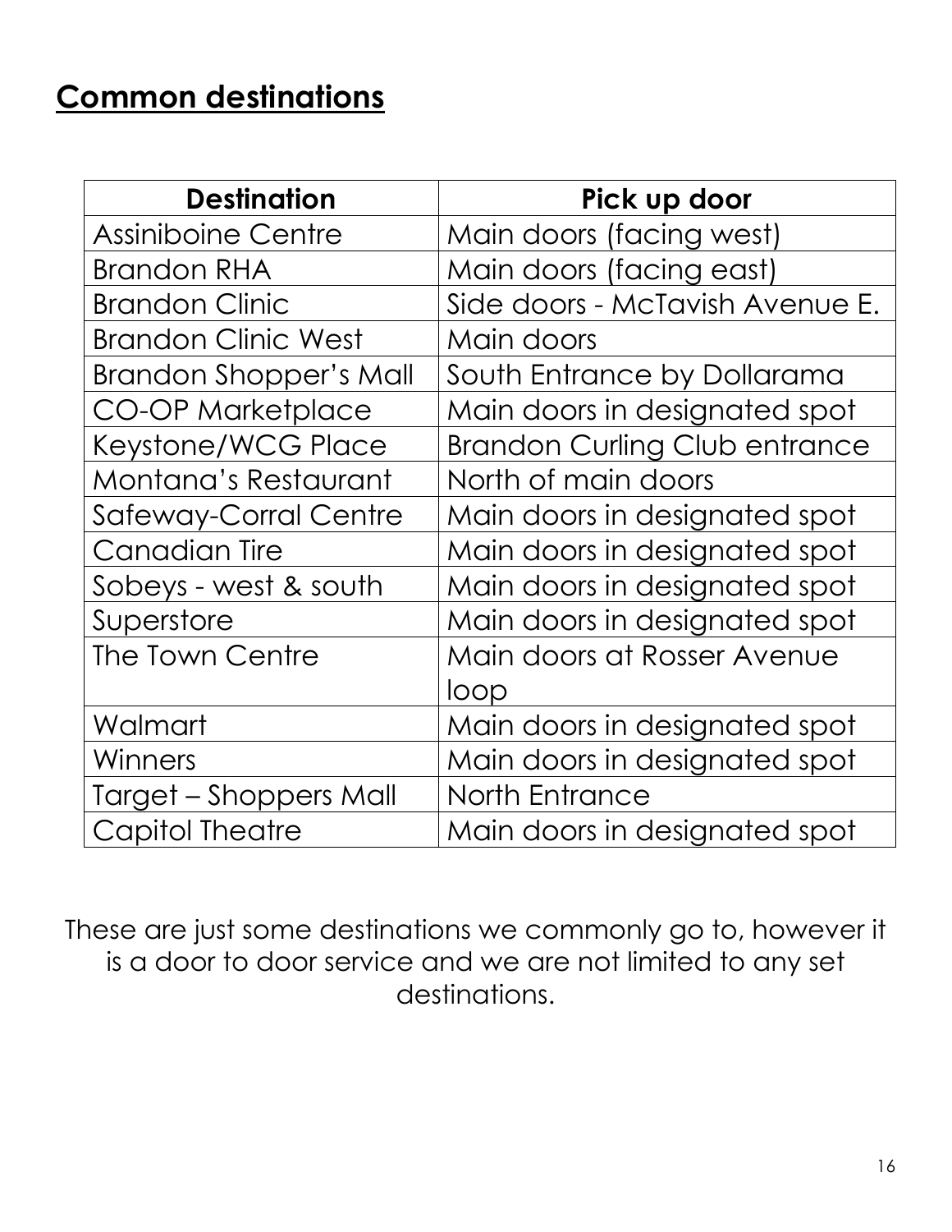## Common destinations

| Destination | Pick up door |
| --- | --- |
| Assiniboine Centre | Main doors (facing west) |
| Brandon RHA | Main doors (facing east) |
| Brandon Clinic | Side doors - McTavish Avenue E. |
| Brandon Clinic West | Main doors |
| Brandon Shopper's Mall | South Entrance by Dollarama |
| CO-OP Marketplace | Main doors in designated spot |
| Keystone/WCG Place | Brandon Curling Club entrance |
| Montana's Restaurant | North of main doors |
| Safeway-Corral Centre | Main doors in designated spot |
| Canadian Tire | Main doors in designated spot |
| Sobeys - west & south | Main doors in designated spot |
| Superstore | Main doors in designated spot |
| The Town Centre | Main doors at Rosser Avenue loop |
| Walmart | Main doors in designated spot |
| Winners | Main doors in designated spot |
| Target – Shoppers Mall | North Entrance |
| Capitol Theatre | Main doors in designated spot |

These are just some destinations we commonly go to, however it is a door to door service and we are not limited to any set destinations.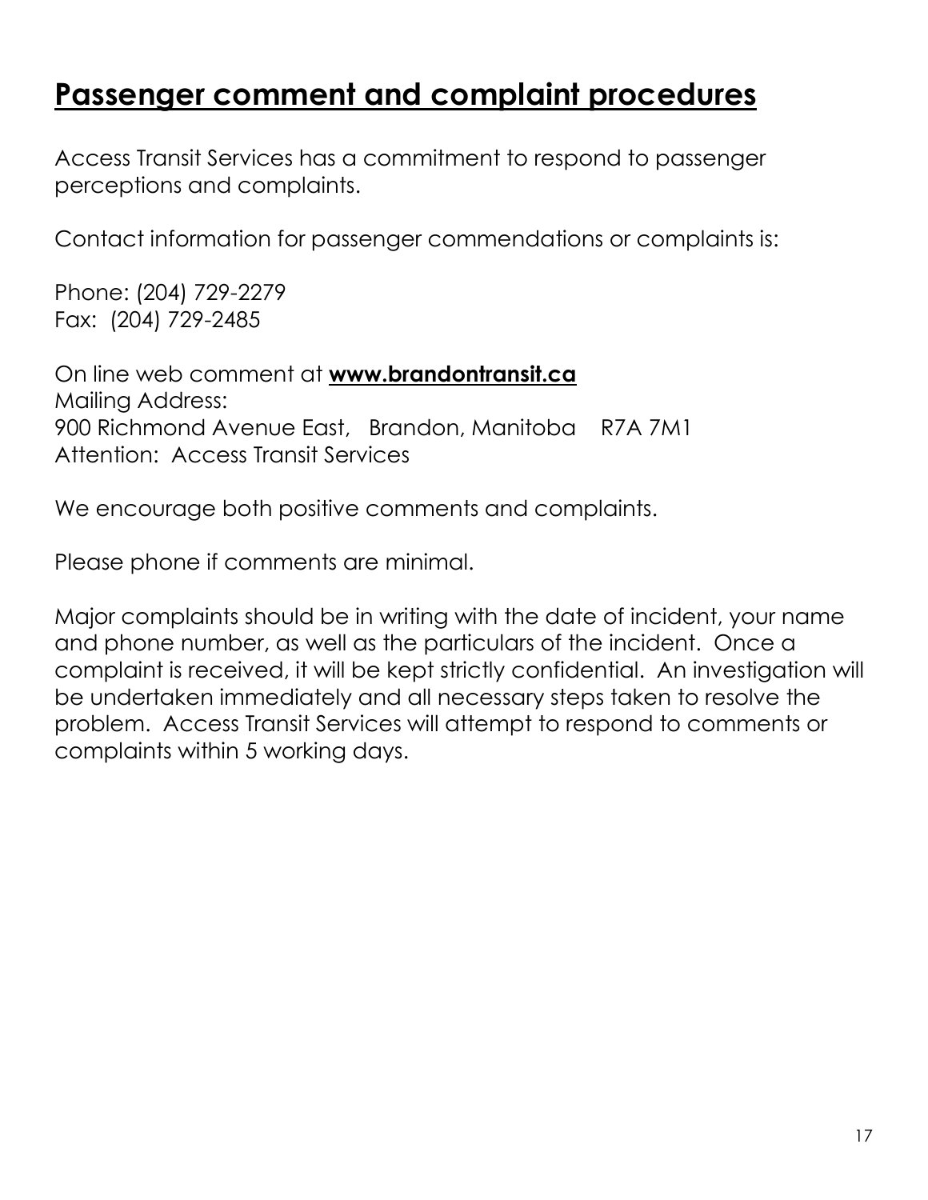# Passenger comment and complaint procedures

Access Transit Services has a commitment to respond to passenger perceptions and complaints.

Contact information for passenger commendations or complaints is:

Phone: (204) 729-2279
Fax: (204) 729-2485

On line web comment at **www.brandontransit.ca**
Mailing Address:
900 Richmond Avenue East, Brandon, Manitoba R7A 7M1
Attention: Access Transit Services

We encourage both positive comments and complaints.

Please phone if comments are minimal.

Major complaints should be in writing with the date of incident, your name and phone number, as well as the particulars of the incident. Once a complaint is received, it will be kept strictly confidential. An investigation will be undertaken immediately and all necessary steps taken to resolve the problem. Access Transit Services will attempt to respond to comments or complaints within 5 working days.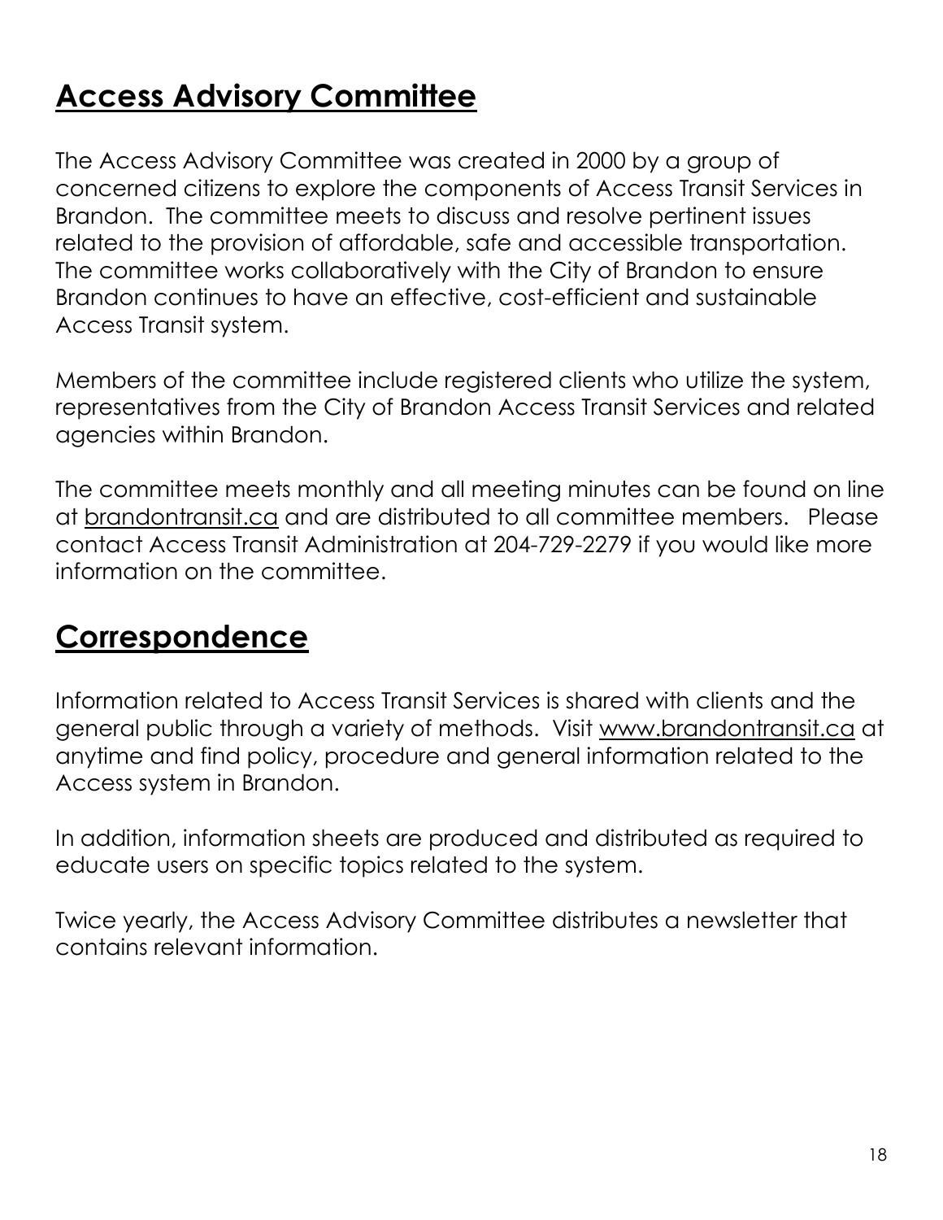## Access Advisory Committee

The Access Advisory Committee was created in 2000 by a group of concerned citizens to explore the components of Access Transit Services in Brandon. The committee meets to discuss and resolve pertinent issues related to the provision of affordable, safe and accessible transportation. The committee works collaboratively with the City of Brandon to ensure Brandon continues to have an effective, cost-efficient and sustainable Access Transit system.

Members of the committee include registered clients who utilize the system, representatives from the City of Brandon Access Transit Services and related agencies within Brandon.

The committee meets monthly and all meeting minutes can be found on line at brandontransit.ca and are distributed to all committee members. Please contact Access Transit Administration at 204-729-2279 if you would like more information on the committee.

## Correspondence

Information related to Access Transit Services is shared with clients and the general public through a variety of methods. Visit www.brandontransit.ca at anytime and find policy, procedure and general information related to the Access system in Brandon.

In addition, information sheets are produced and distributed as required to educate users on specific topics related to the system.

Twice yearly, the Access Advisory Committee distributes a newsletter that contains relevant information.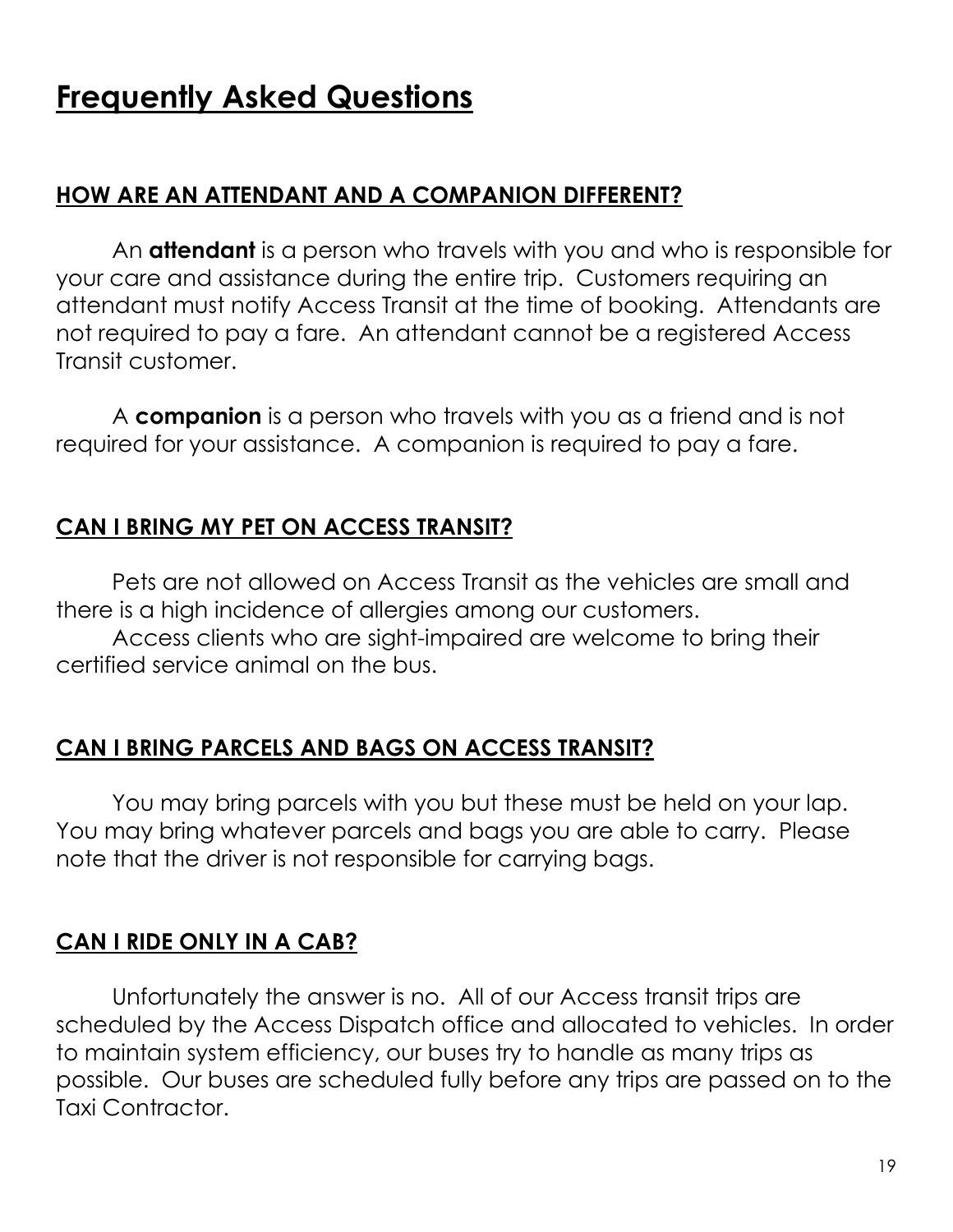# Frequently Asked Questions

## HOW ARE AN ATTENDANT AND A COMPANION DIFFERENT?

An **attendant** is a person who travels with you and who is responsible for your care and assistance during the entire trip. Customers requiring an attendant must notify Access Transit at the time of booking. Attendants are not required to pay a fare. An attendant cannot be a registered Access Transit customer.

A **companion** is a person who travels with you as a friend and is not required for your assistance. A companion is required to pay a fare.

## CAN I BRING MY PET ON ACCESS TRANSIT?

Pets are not allowed on Access Transit as the vehicles are small and there is a high incidence of allergies among our customers.

Access clients who are sight-impaired are welcome to bring their certified service animal on the bus.

## CAN I BRING PARCELS AND BAGS ON ACCESS TRANSIT?

You may bring parcels with you but these must be held on your lap. You may bring whatever parcels and bags you are able to carry. Please note that the driver is not responsible for carrying bags.

## CAN I RIDE ONLY IN A CAB?

Unfortunately the answer is no. All of our Access transit trips are scheduled by the Access Dispatch office and allocated to vehicles. In order to maintain system efficiency, our buses try to handle as many trips as possible. Our buses are scheduled fully before any trips are passed on to the Taxi Contractor.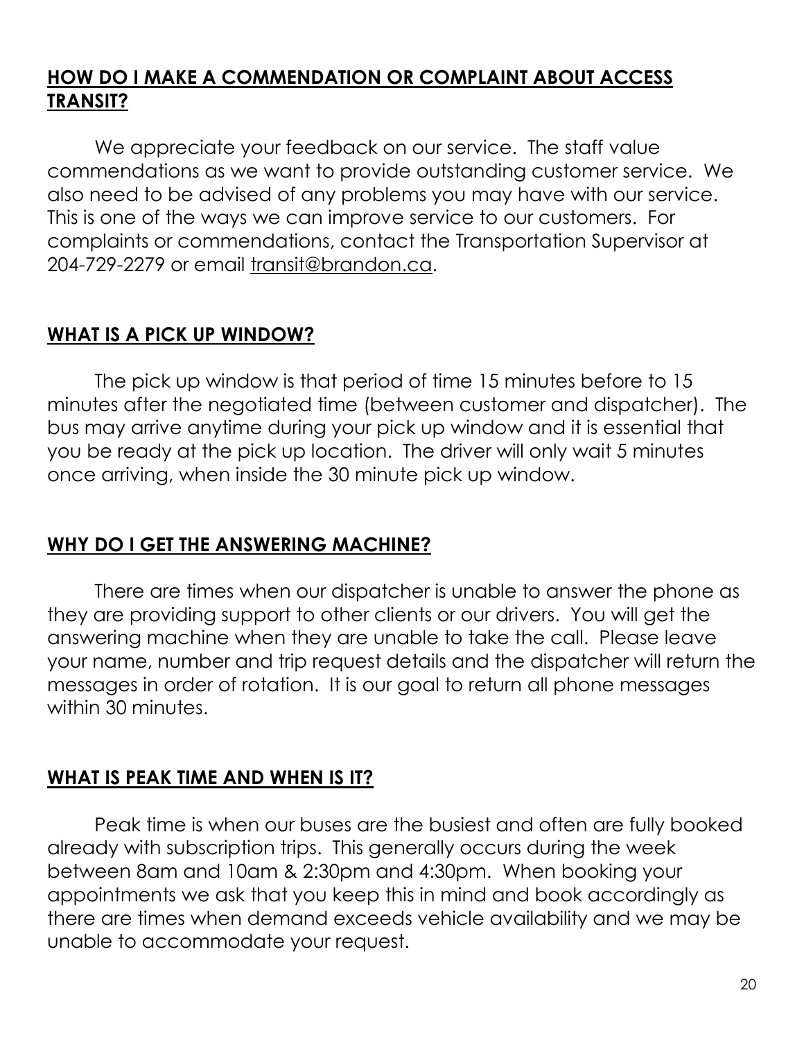## HOW DO I MAKE A COMMENDATION OR COMPLAINT ABOUT ACCESS TRANSIT?

We appreciate your feedback on our service. The staff value commendations as we want to provide outstanding customer service. We also need to be advised of any problems you may have with our service. This is one of the ways we can improve service to our customers. For complaints or commendations, contact the Transportation Supervisor at 204-729-2279 or email transit@brandon.ca.

## WHAT IS A PICK UP WINDOW?

The pick up window is that period of time 15 minutes before to 15 minutes after the negotiated time (between customer and dispatcher). The bus may arrive anytime during your pick up window and it is essential that you be ready at the pick up location. The driver will only wait 5 minutes once arriving, when inside the 30 minute pick up window.

## WHY DO I GET THE ANSWERING MACHINE?

There are times when our dispatcher is unable to answer the phone as they are providing support to other clients or our drivers. You will get the answering machine when they are unable to take the call. Please leave your name, number and trip request details and the dispatcher will return the messages in order of rotation. It is our goal to return all phone messages within 30 minutes.

## WHAT IS PEAK TIME AND WHEN IS IT?

Peak time is when our buses are the busiest and often are fully booked already with subscription trips. This generally occurs during the week between 8am and 10am & 2:30pm and 4:30pm. When booking your appointments we ask that you keep this in mind and book accordingly as there are times when demand exceeds vehicle availability and we may be unable to accommodate your request.